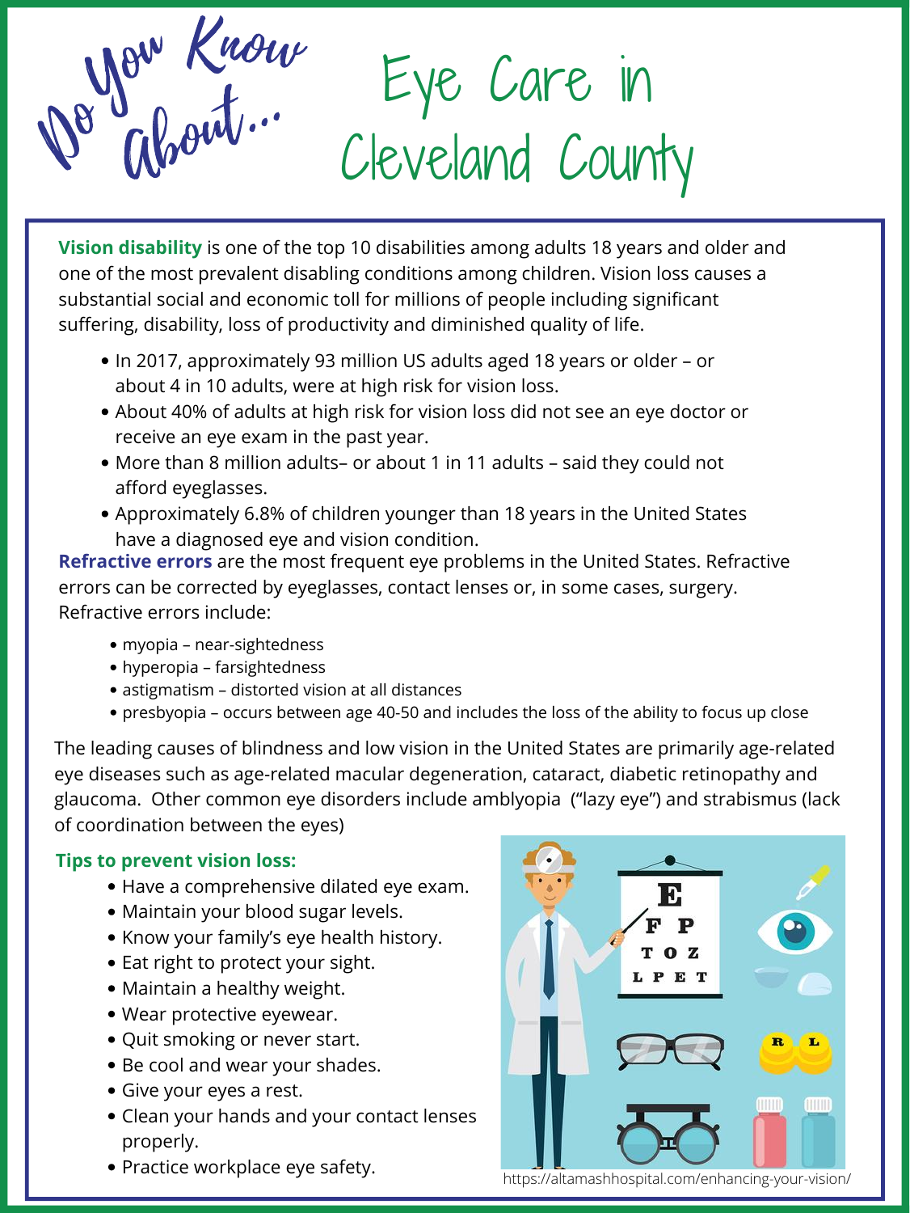# Do You Know About... Eye Care in Cleveland County

**Vision disability** is one of the top 10 disabilities among adults 18 years and older and one of the most prevalent disabling conditions among children. Vision loss causes a substantial social and economic toll for millions of people including significant suffering, disability, loss of productivity and diminished quality of life.

- In 2017, approximately 93 million US adults aged 18 years or older – or about 4 in 10 adults, were at high risk for vision loss.
- About 40% of adults at high risk for vision loss did not see an eye doctor or receive an eye exam in the past year.
- More than 8 million adults– or about 1 in 11 adults – said they could not afford eyeglasses.
- Approximately 6.8% of children younger than 18 years in the United States have a diagnosed eye and vision condition.

**Refractive errors** are the most frequent eye problems in the United States. Refractive errors can be corrected by eyeglasses, contact lenses or, in some cases, surgery. Refractive errors include:

- myopia – near-sightedness
- hyperopia – farsightedness
- astigmatism – distorted vision at all distances
- presbyopia – occurs between age 40-50 and includes the loss of the ability to focus up close

The leading causes of blindness and low vision in the United States are primarily age-related eye diseases such as age-related macular degeneration, cataract, diabetic retinopathy and glaucoma. Other common eye disorders include amblyopia ("lazy eye") and strabismus (lack of coordination between the eyes)

**Tips to prevent vision loss:**

- Have a comprehensive dilated eye exam.
- Maintain your blood sugar levels.
- Know your family's eye health history.
- Eat right to protect your sight.
- Maintain a healthy weight.
- Wear protective eyewear.
- Quit smoking or never start.
- Be cool and wear your shades.
- Give your eyes a rest.
- Clean your hands and your contact lenses properly.
- Practice workplace eye safety.

https://altamashhospital.com/enhancing-your-vision/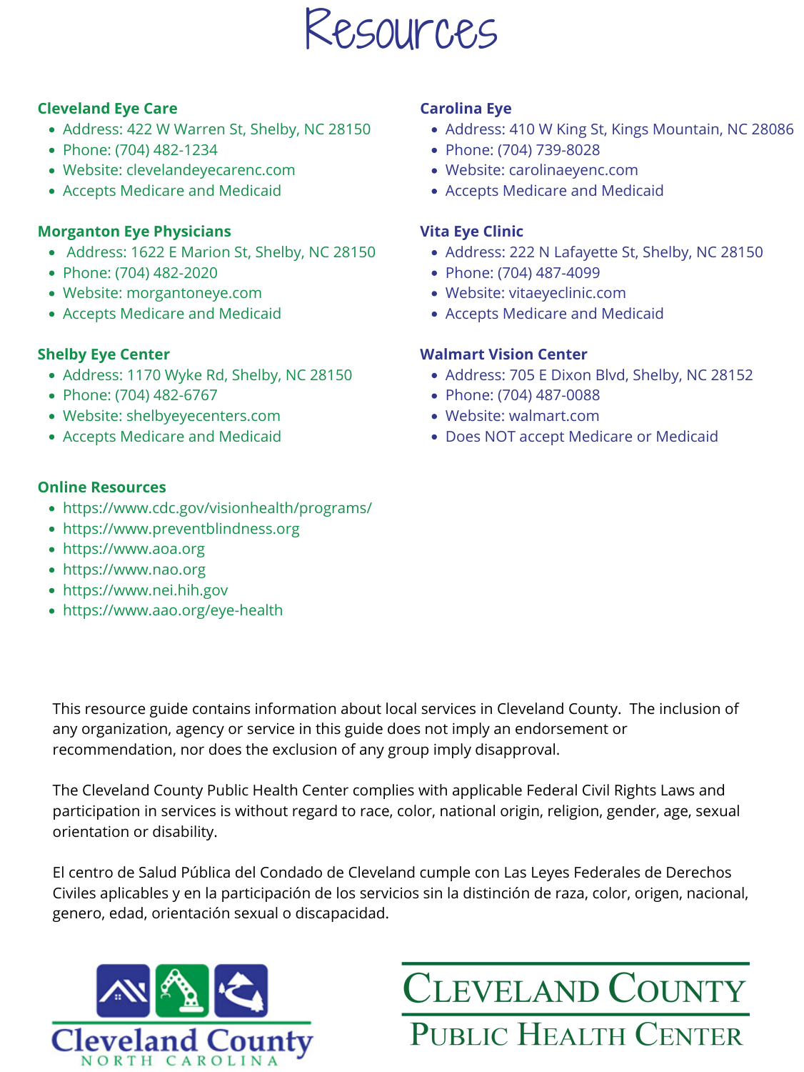# Resources

**Cleveland Eye Care**

- Address: 422 W Warren St, Shelby, NC 28150
- Phone: (704) 482-1234
- Website: clevelandeyecarenc.com
- Accepts Medicare and Medicaid

**Morganton Eye Physicians**

- Address: 1622 E Marion St, Shelby, NC 28150
- Phone: (704) 482-2020
- Website: morgantoneye.com
- Accepts Medicare and Medicaid

**Shelby Eye Center**

- Address: 1170 Wyke Rd, Shelby, NC 28150
- Phone: (704) 482-6767
- Website: shelbyeyecenters.com
- Accepts Medicare and Medicaid

**Online Resources**

- https://www.cdc.gov/visionhealth/programs/
- https://www.preventblindness.org
- https://www.aoa.org
- https://www.nao.org
- https://www.nei.hih.gov
- https://www.aao.org/eye-health

**Carolina Eye**

- Address: 410 W King St, Kings Mountain, NC 28086
- Phone: (704) 739-8028
- Website: carolinaeyenc.com
- Accepts Medicare and Medicaid

**Vita Eye Clinic**

- Address: 222 N Lafayette St, Shelby, NC 28150
- Phone: (704) 487-4099
- Website: vitaeyeclinic.com
- Accepts Medicare and Medicaid

**Walmart Vision Center**

- Address: 705 E Dixon Blvd, Shelby, NC 28152
- Phone: (704) 487-0088
- Website: walmart.com
- Does NOT accept Medicare or Medicaid

This resource guide contains information about local services in Cleveland County. The inclusion of any organization, agency or service in this guide does not imply an endorsement or recommendation, nor does the exclusion of any group imply disapproval.

The Cleveland County Public Health Center complies with applicable Federal Civil Rights Laws and participation in services is without regard to race, color, national origin, religion, gender, age, sexual orientation or disability.

El centro de Salud Pública del Condado de Cleveland cumple con Las Leyes Federales de Derechos Civiles aplicables y en la participación de los servicios sin la distinción de raza, color, origen, nacional, genero, edad, orientación sexual o discapacidad.

Cleveland County
NORTH CAROLINA

CLEVELAND COUNTY
PUBLIC HEALTH CENTER